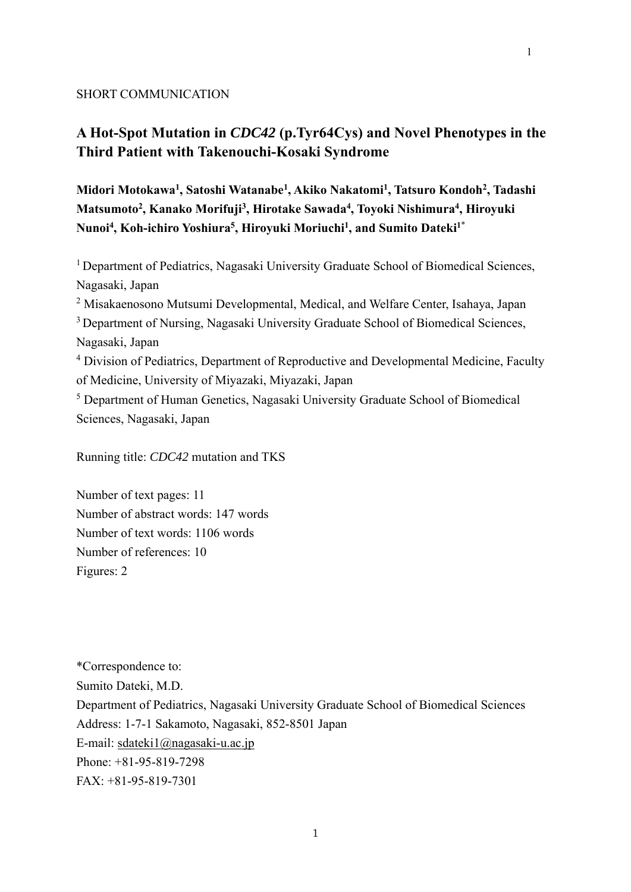SHORT COMMUNICATION

# A Hot-Spot Mutation in *CDC42* (p.Tyr64Cys) and Novel Phenotypes in the Third Patient with Takenouchi-Kosaki Syndrome

**Midori Motokawa[1], Satoshi Watanabe[1], Akiko Nakatomi[1], Tatsuro Kondoh[2], Tadashi Matsumoto[2], Kanako Morifuji[3], Hirotake Sawada[4], Toyoki Nishimura[4], Hiroyuki Nunoi[4], Koh-ichiro Yoshiura[5], Hiroyuki Moriuchi[1], and Sumito Dateki[1*]**

[1] Department of Pediatrics, Nagasaki University Graduate School of Biomedical Sciences, Nagasaki, Japan

[2] Misakaenosono Mutsumi Developmental, Medical, and Welfare Center, Isahaya, Japan

[3] Department of Nursing, Nagasaki University Graduate School of Biomedical Sciences, Nagasaki, Japan

[4] Division of Pediatrics, Department of Reproductive and Developmental Medicine, Faculty of Medicine, University of Miyazaki, Miyazaki, Japan

[5] Department of Human Genetics, Nagasaki University Graduate School of Biomedical Sciences, Nagasaki, Japan

Running title: *CDC42* mutation and TKS

Number of text pages: 11

Number of abstract words: 147 words

Number of text words: 1106 words

Number of references: 10

Figures: 2

*Correspondence to:

Sumito Dateki, M.D.

Department of Pediatrics, Nagasaki University Graduate School of Biomedical Sciences

Address: 1-7-1 Sakamoto, Nagasaki, 852-8501 Japan

E-mail: sdateki1@nagasaki-u.ac.jp

Phone: +81-95-819-7298

FAX: +81-95-819-7301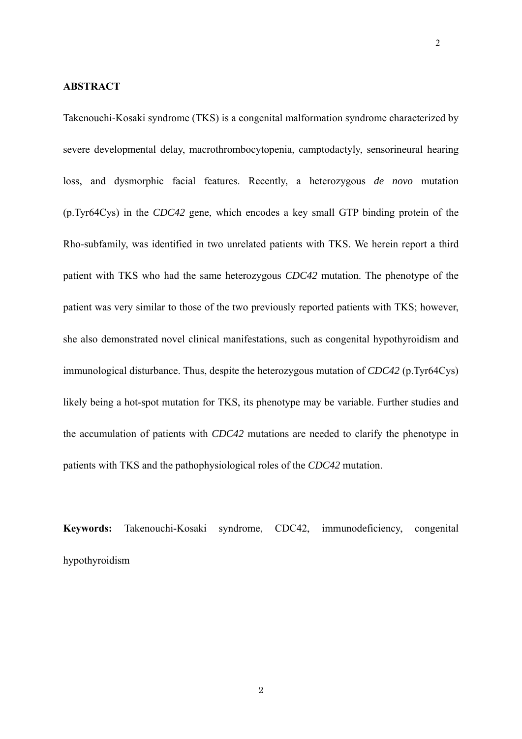## ABSTRACT

Takenouchi-Kosaki syndrome (TKS) is a congenital malformation syndrome characterized by severe developmental delay, macrothrombocytopenia, camptodactyly, sensorineural hearing loss, and dysmorphic facial features. Recently, a heterozygous *de novo* mutation (p.Tyr64Cys) in the *CDC42* gene, which encodes a key small GTP binding protein of the Rho-subfamily, was identified in two unrelated patients with TKS. We herein report a third patient with TKS who had the same heterozygous *CDC42* mutation. The phenotype of the patient was very similar to those of the two previously reported patients with TKS; however, she also demonstrated novel clinical manifestations, such as congenital hypothyroidism and immunological disturbance. Thus, despite the heterozygous mutation of *CDC42* (p.Tyr64Cys) likely being a hot-spot mutation for TKS, its phenotype may be variable. Further studies and the accumulation of patients with *CDC42* mutations are needed to clarify the phenotype in patients with TKS and the pathophysiological roles of the *CDC42* mutation.

**Keywords:** Takenouchi-Kosaki syndrome, CDC42, immunodeficiency, congenital hypothyroidism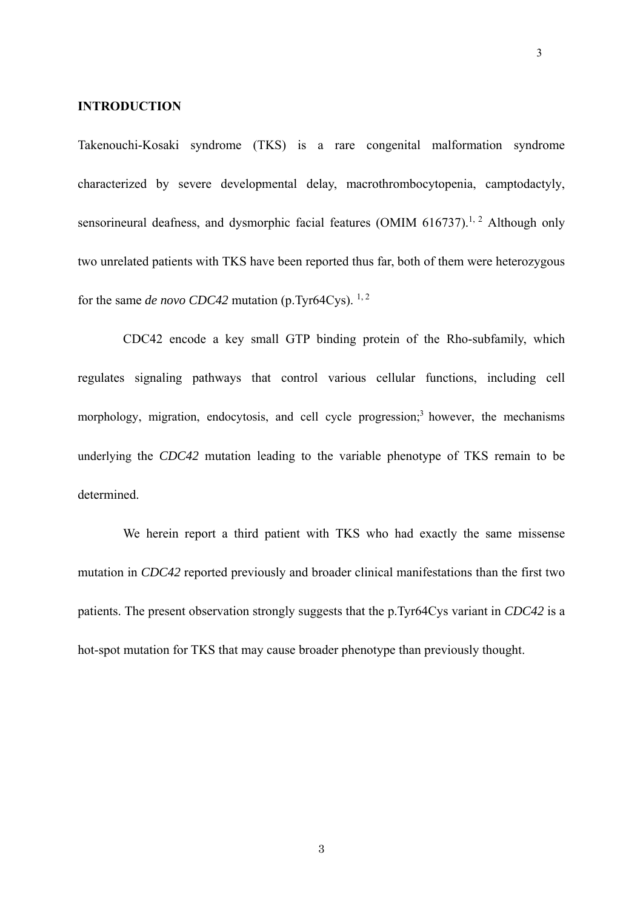## INTRODUCTION

Takenouchi-Kosaki syndrome (TKS) is a rare congenital malformation syndrome characterized by severe developmental delay, macrothrombocytopenia, camptodactyly, sensorineural deafness, and dysmorphic facial features (OMIM 616737).[1, 2] Although only two unrelated patients with TKS have been reported thus far, both of them were heterozygous for the same *de novo CDC42* mutation (p.Tyr64Cys). [1, 2]

CDC42 encode a key small GTP binding protein of the Rho-subfamily, which regulates signaling pathways that control various cellular functions, including cell morphology, migration, endocytosis, and cell cycle progression;[3] however, the mechanisms underlying the *CDC42* mutation leading to the variable phenotype of TKS remain to be determined.

We herein report a third patient with TKS who had exactly the same missense mutation in *CDC42* reported previously and broader clinical manifestations than the first two patients. The present observation strongly suggests that the p.Tyr64Cys variant in *CDC42* is a hot-spot mutation for TKS that may cause broader phenotype than previously thought.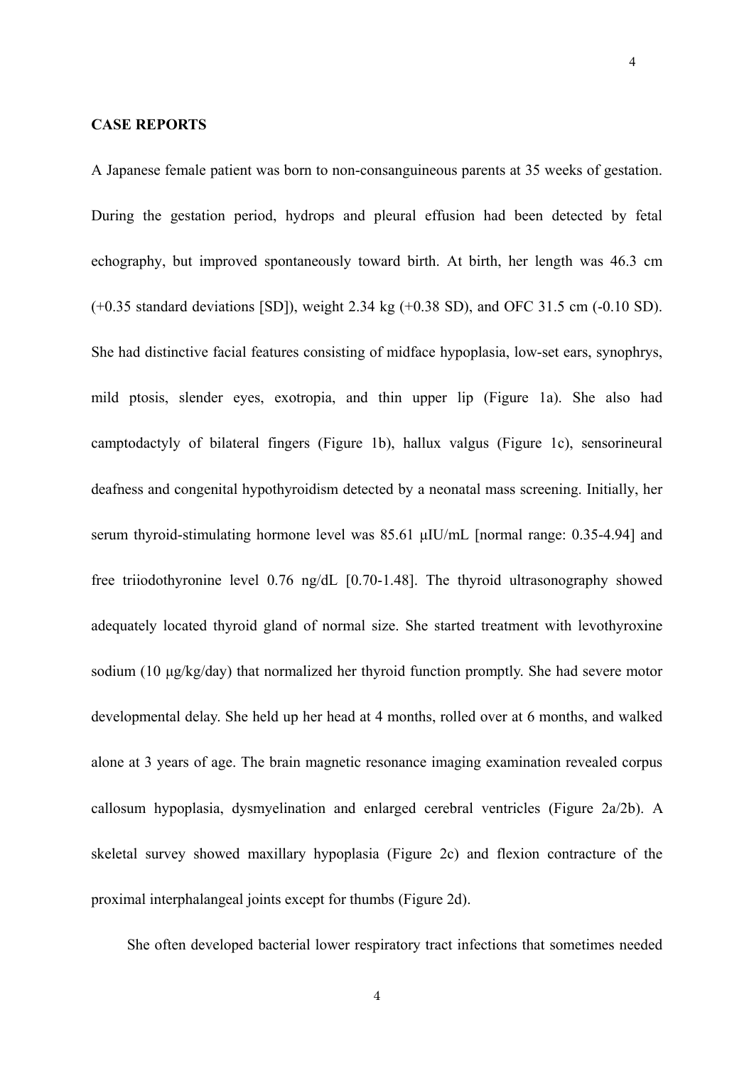## CASE REPORTS

A Japanese female patient was born to non-consanguineous parents at 35 weeks of gestation. During the gestation period, hydrops and pleural effusion had been detected by fetal echography, but improved spontaneously toward birth. At birth, her length was 46.3 cm (+0.35 standard deviations [SD]), weight 2.34 kg (+0.38 SD), and OFC 31.5 cm (-0.10 SD). She had distinctive facial features consisting of midface hypoplasia, low-set ears, synophrys, mild ptosis, slender eyes, exotropia, and thin upper lip (Figure 1a). She also had camptodactyly of bilateral fingers (Figure 1b), hallux valgus (Figure 1c), sensorineural deafness and congenital hypothyroidism detected by a neonatal mass screening. Initially, her serum thyroid-stimulating hormone level was 85.61 μIU/mL [normal range: 0.35-4.94] and free triiodothyronine level 0.76 ng/dL [0.70-1.48]. The thyroid ultrasonography showed adequately located thyroid gland of normal size. She started treatment with levothyroxine sodium (10 μg/kg/day) that normalized her thyroid function promptly. She had severe motor developmental delay. She held up her head at 4 months, rolled over at 6 months, and walked alone at 3 years of age. The brain magnetic resonance imaging examination revealed corpus callosum hypoplasia, dysmyelination and enlarged cerebral ventricles (Figure 2a/2b). A skeletal survey showed maxillary hypoplasia (Figure 2c) and flexion contracture of the proximal interphalangeal joints except for thumbs (Figure 2d).

She often developed bacterial lower respiratory tract infections that sometimes needed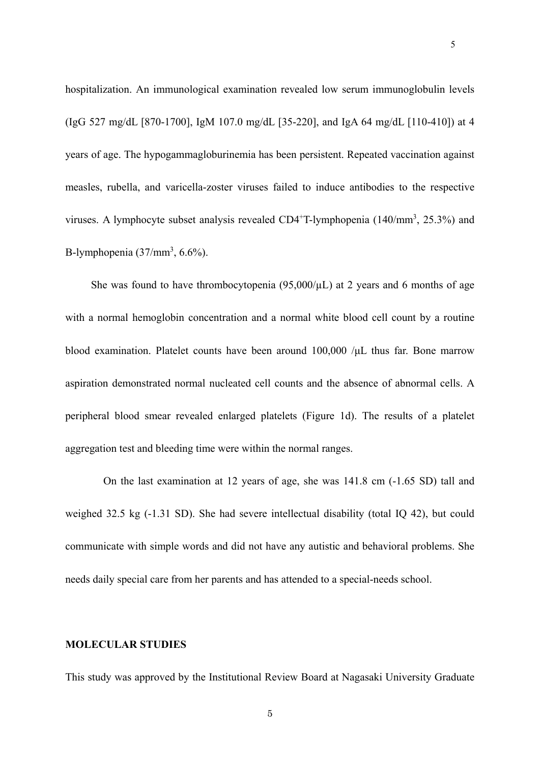hospitalization. An immunological examination revealed low serum immunoglobulin levels (IgG 527 mg/dL [870-1700], IgM 107.0 mg/dL [35-220], and IgA 64 mg/dL [110-410]) at 4 years of age. The hypogammagloburinemia has been persistent. Repeated vaccination against measles, rubella, and varicella-zoster viruses failed to induce antibodies to the respective viruses. A lymphocyte subset analysis revealed $CD4^{+}$T-lymphopenia (140/$mm^3$, 25.3%) and B-lymphopenia (37/$mm^3$, 6.6%).

She was found to have thrombocytopenia (95,000/μL) at 2 years and 6 months of age with a normal hemoglobin concentration and a normal white blood cell count by a routine blood examination. Platelet counts have been around 100,000 /μL thus far. Bone marrow aspiration demonstrated normal nucleated cell counts and the absence of abnormal cells. A peripheral blood smear revealed enlarged platelets (Figure 1d). The results of a platelet aggregation test and bleeding time were within the normal ranges.

On the last examination at 12 years of age, she was 141.8 cm (-1.65 SD) tall and weighed 32.5 kg (-1.31 SD). She had severe intellectual disability (total IQ 42), but could communicate with simple words and did not have any autistic and behavioral problems. She needs daily special care from her parents and has attended to a special-needs school.

## MOLECULAR STUDIES

This study was approved by the Institutional Review Board at Nagasaki University Graduate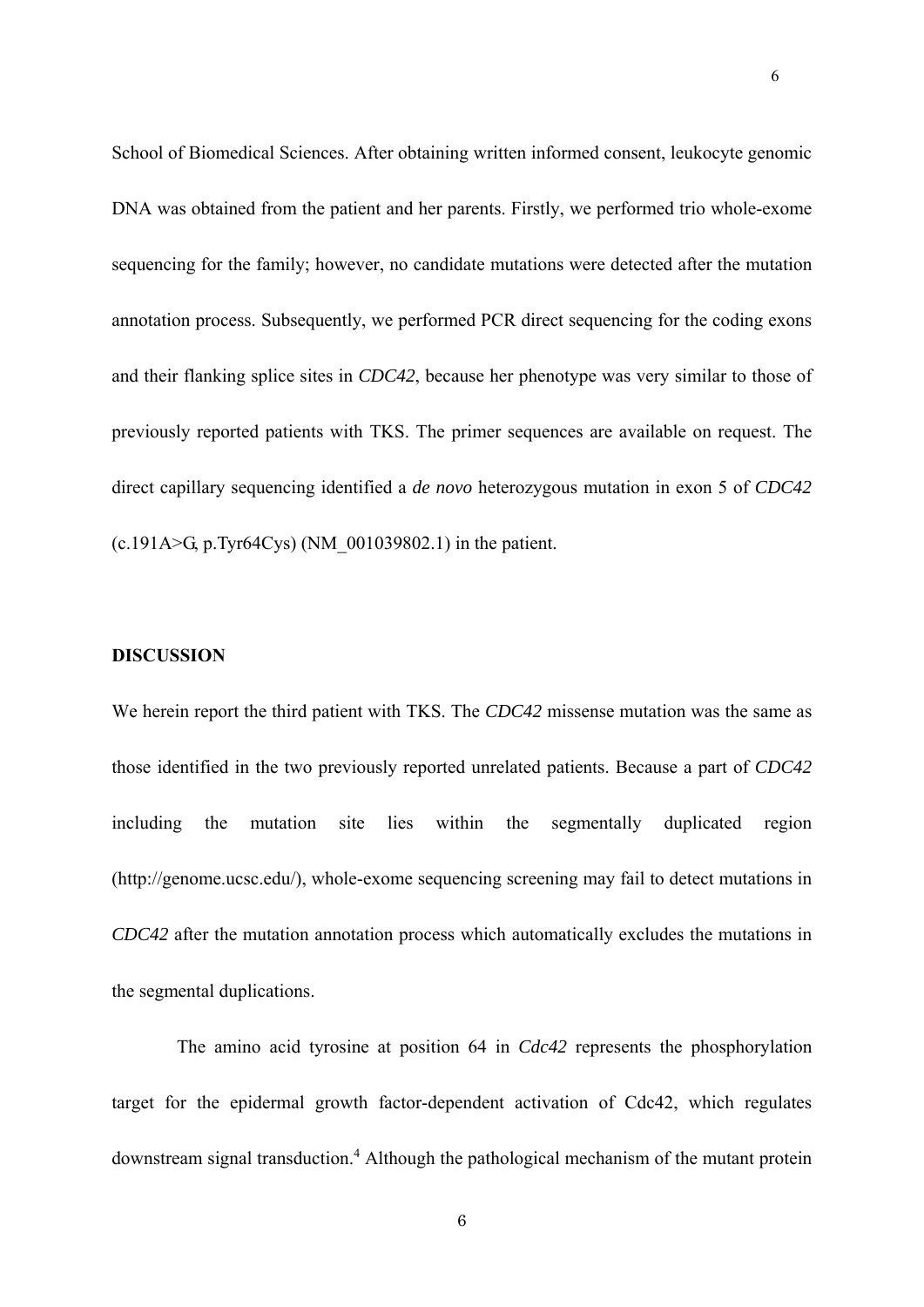School of Biomedical Sciences. After obtaining written informed consent, leukocyte genomic DNA was obtained from the patient and her parents. Firstly, we performed trio whole-exome sequencing for the family; however, no candidate mutations were detected after the mutation annotation process. Subsequently, we performed PCR direct sequencing for the coding exons and their flanking splice sites in *CDC42*, because her phenotype was very similar to those of previously reported patients with TKS. The primer sequences are available on request. The direct capillary sequencing identified a *de novo* heterozygous mutation in exon 5 of *CDC42* (c.191A>G, p.Tyr64Cys) (NM_001039802.1) in the patient.

## DISCUSSION

We herein report the third patient with TKS. The *CDC42* missense mutation was the same as those identified in the two previously reported unrelated patients. Because a part of *CDC42* including the mutation site lies within the segmentally duplicated region (http://genome.ucsc.edu/), whole-exome sequencing screening may fail to detect mutations in *CDC42* after the mutation annotation process which automatically excludes the mutations in the segmental duplications.

The amino acid tyrosine at position 64 in *Cdc42* represents the phosphorylation target for the epidermal growth factor-dependent activation of Cdc42, which regulates downstream signal transduction.[4] Although the pathological mechanism of the mutant protein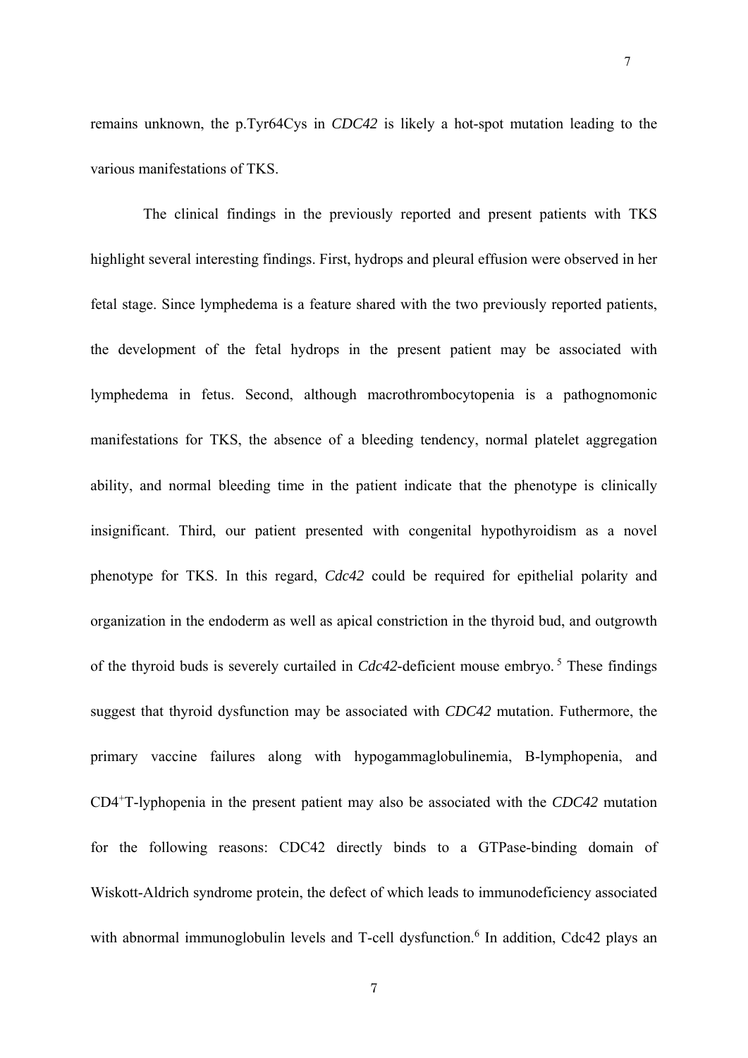remains unknown, the p.Tyr64Cys in *CDC42* is likely a hot-spot mutation leading to the various manifestations of TKS.

The clinical findings in the previously reported and present patients with TKS highlight several interesting findings. First, hydrops and pleural effusion were observed in her fetal stage. Since lymphedema is a feature shared with the two previously reported patients, the development of the fetal hydrops in the present patient may be associated with lymphedema in fetus. Second, although macrothrombocytopenia is a pathognomonic manifestations for TKS, the absence of a bleeding tendency, normal platelet aggregation ability, and normal bleeding time in the patient indicate that the phenotype is clinically insignificant. Third, our patient presented with congenital hypothyroidism as a novel phenotype for TKS. In this regard, *Cdc42* could be required for epithelial polarity and organization in the endoderm as well as apical constriction in the thyroid bud, and outgrowth of the thyroid buds is severely curtailed in *Cdc42*-deficient mouse embryo.[5] These findings suggest that thyroid dysfunction may be associated with *CDC42* mutation. Futhermore, the primary vaccine failures along with hypogammaglobulinemia, B-lymphopenia, and $CD4^{+}$T-lyphopenia in the present patient may also be associated with the *CDC42* mutation for the following reasons: CDC42 directly binds to a GTPase-binding domain of Wiskott-Aldrich syndrome protein, the defect of which leads to immunodeficiency associated with abnormal immunoglobulin levels and T-cell dysfunction.[6] In addition, Cdc42 plays an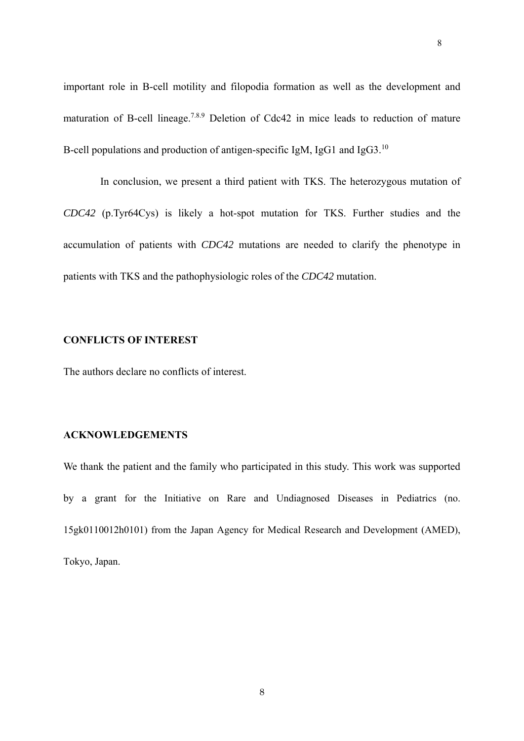important role in B-cell motility and filopodia formation as well as the development and maturation of B-cell lineage.[7,8,9] Deletion of Cdc42 in mice leads to reduction of mature B-cell populations and production of antigen-specific IgM, IgG1 and IgG3.[10]

In conclusion, we present a third patient with TKS. The heterozygous mutation of *CDC42* (p.Tyr64Cys) is likely a hot-spot mutation for TKS. Further studies and the accumulation of patients with *CDC42* mutations are needed to clarify the phenotype in patients with TKS and the pathophysiologic roles of the *CDC42* mutation.

## CONFLICTS OF INTEREST

The authors declare no conflicts of interest.

## ACKNOWLEDGEMENTS

We thank the patient and the family who participated in this study. This work was supported by a grant for the Initiative on Rare and Undiagnosed Diseases in Pediatrics (no. 15gk0110012h0101) from the Japan Agency for Medical Research and Development (AMED), Tokyo, Japan.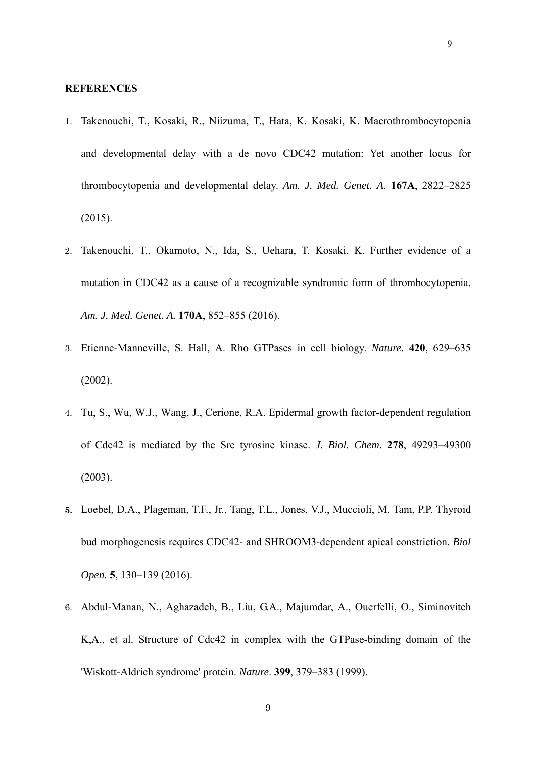**REFERENCES**

1. Takenouchi, T., Kosaki, R., Niizuma, T., Hata, K. Kosaki, K. Macrothrombocytopenia and developmental delay with a de novo CDC42 mutation: Yet another locus for thrombocytopenia and developmental delay. *Am. J. Med. Genet. A.* **167A**, 2822–2825 (2015).
2. Takenouchi, T., Okamoto, N., Ida, S., Uehara, T. Kosaki, K. Further evidence of a mutation in CDC42 as a cause of a recognizable syndromic form of thrombocytopenia. *Am. J. Med. Genet. A.* **170A**, 852–855 (2016).
3. Etienne-Manneville, S. Hall, A. Rho GTPases in cell biology. *Nature.* **420**, 629–635 (2002).
4. Tu, S., Wu, W.J., Wang, J., Cerione, R.A. Epidermal growth factor-dependent regulation of Cdc42 is mediated by the Src tyrosine kinase. *J. Biol. Chem*. **278**, 49293–49300 (2003).
5. Loebel, D.A., Plageman, T.F., Jr., Tang, T.L., Jones, V.J., Muccioli, M. Tam, P.P. Thyroid bud morphogenesis requires CDC42- and SHROOM3-dependent apical constriction. *Biol Open.* **5**, 130–139 (2016).
6. Abdul-Manan, N., Aghazadeh, B., Liu, G.A., Majumdar, A., Ouerfelli, O., Siminovitch K,A., et al. Structure of Cdc42 in complex with the GTPase-binding domain of the 'Wiskott-Aldrich syndrome' protein. *Nature*. **399**, 379–383 (1999).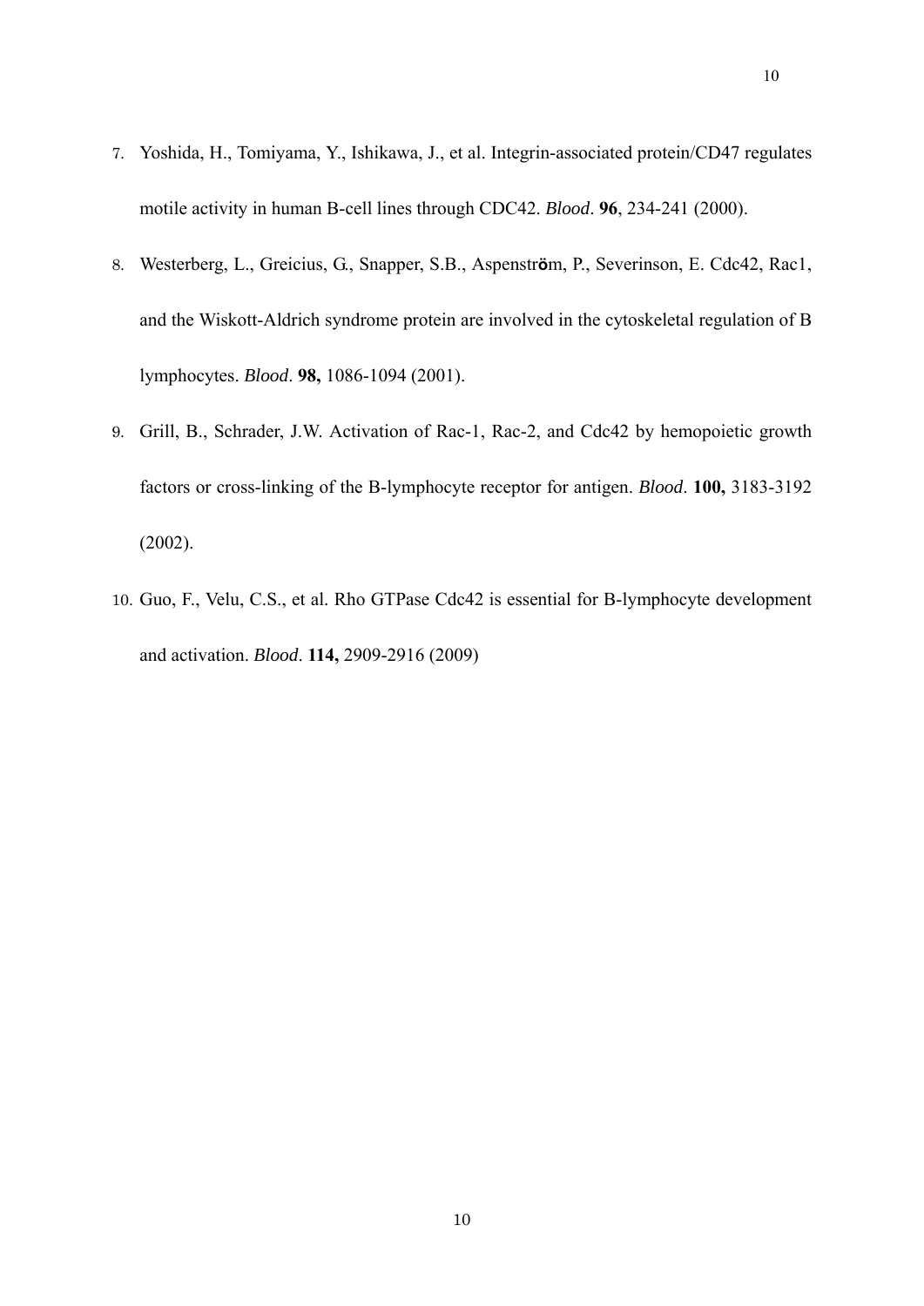7. Yoshida, H., Tomiyama, Y., Ishikawa, J., et al. Integrin-associated protein/CD47 regulates motile activity in human B-cell lines through CDC42. *Blood*. **96**, 234-241 (2000).
8. Westerberg, L., Greicius, G., Snapper, S.B., Aspenström, P., Severinson, E. Cdc42, Rac1, and the Wiskott-Aldrich syndrome protein are involved in the cytoskeletal regulation of B lymphocytes. *Blood*. **98,** 1086-1094 (2001).
9. Grill, B., Schrader, J.W. Activation of Rac-1, Rac-2, and Cdc42 by hemopoietic growth factors or cross-linking of the B-lymphocyte receptor for antigen. *Blood*. **100,** 3183-3192 (2002).
10. Guo, F., Velu, C.S., et al. Rho GTPase Cdc42 is essential for B-lymphocyte development and activation. *Blood*. **114,** 2909-2916 (2009)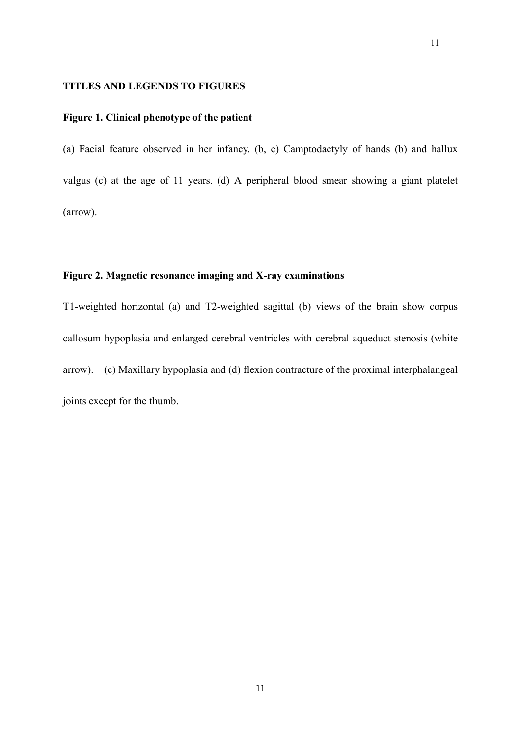## TITLES AND LEGENDS TO FIGURES

### Figure 1. Clinical phenotype of the patient

(a) Facial feature observed in her infancy. (b, c) Camptodactyly of hands (b) and hallux valgus (c) at the age of 11 years. (d) A peripheral blood smear showing a giant platelet (arrow).

### Figure 2. Magnetic resonance imaging and X-ray examinations

T1-weighted horizontal (a) and T2-weighted sagittal (b) views of the brain show corpus callosum hypoplasia and enlarged cerebral ventricles with cerebral aqueduct stenosis (white arrow). (c) Maxillary hypoplasia and (d) flexion contracture of the proximal interphalangeal joints except for the thumb.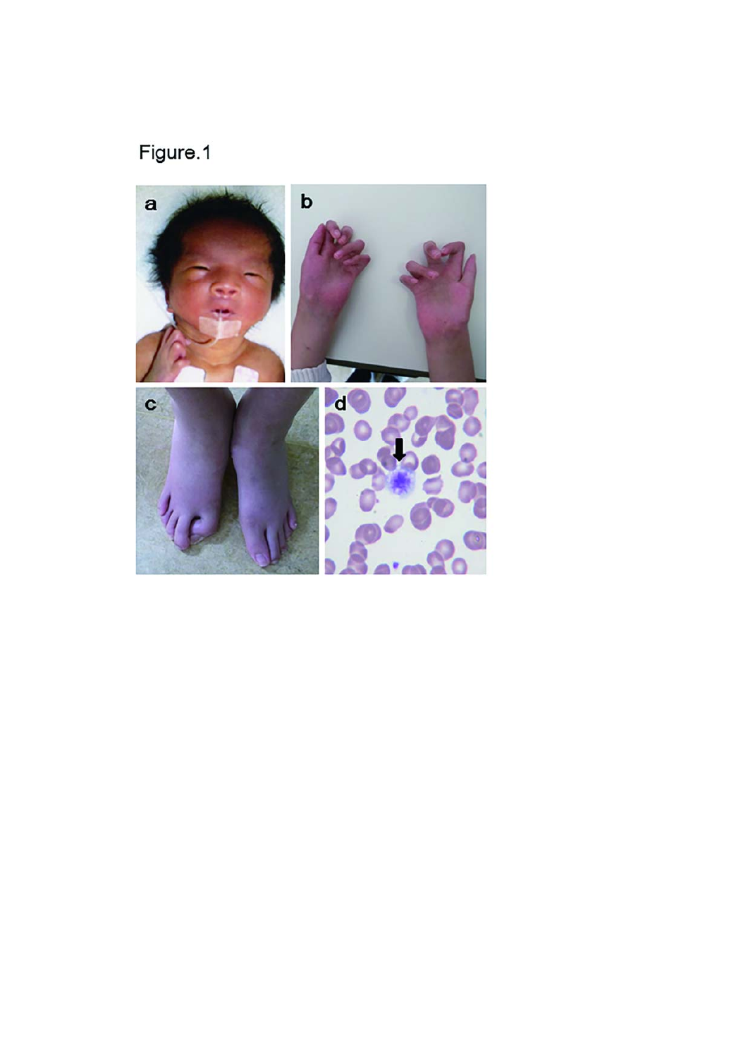Figure.1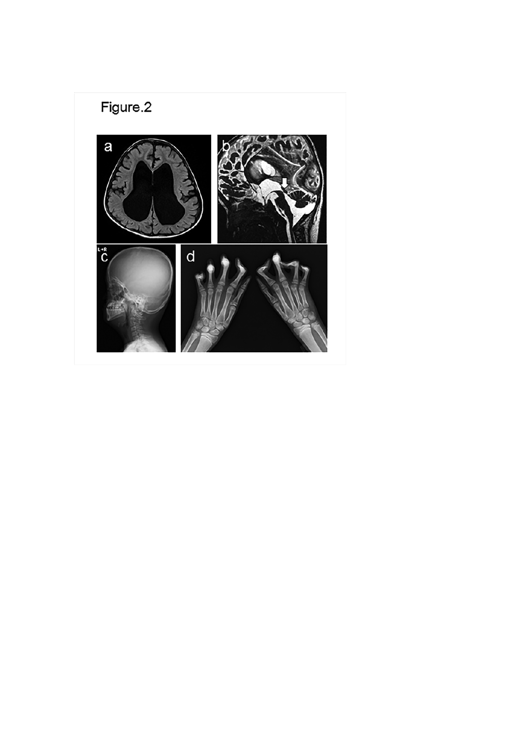Figure.2